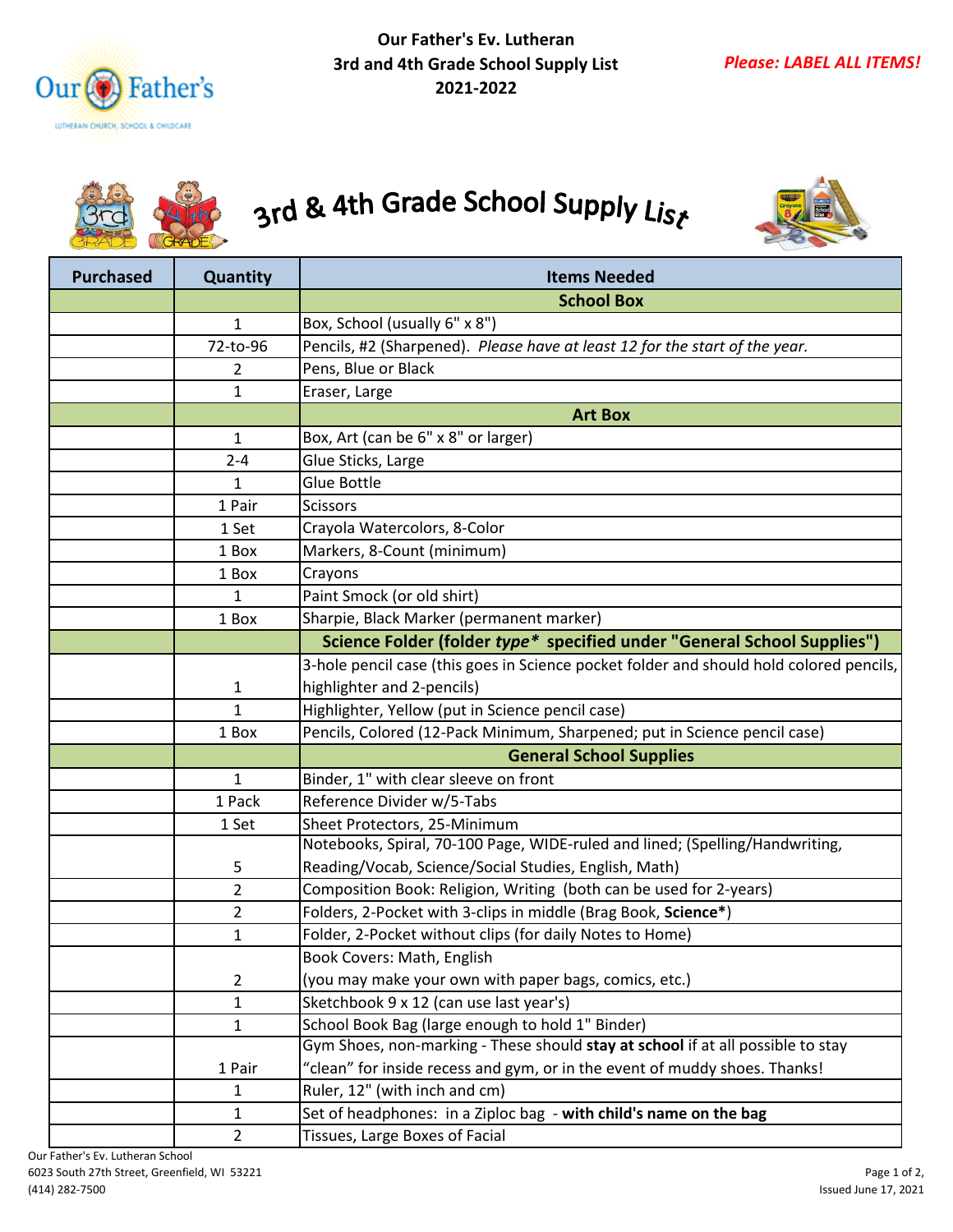**Our Father's Ev. Lutheran**
**3rd and 4th Grade School Supply List**
**2021-2022**

***Please: LABEL ALL ITEMS!***

# 3rd & 4th Grade School Supply List

| Purchased | Quantity | Items Needed |
|---|---|---|
| | | **School Box** |
| | 1 | Box, School (usually 6" x 8") |
| | 72-to-96 | Pencils, #2 (Sharpened). *Please have at least 12 for the start of the year.* |
| | 2 | Pens, Blue or Black |
| | 1 | Eraser, Large |
| | | **Art Box** |
| | 1 | Box, Art (can be 6" x 8" or larger) |
| | 2-4 | Glue Sticks, Large |
| | 1 | Glue Bottle |
| | 1 Pair | Scissors |
| | 1 Set | Crayola Watercolors, 8-Color |
| | 1 Box | Markers, 8-Count (minimum) |
| | 1 Box | Crayons |
| | 1 | Paint Smock (or old shirt) |
| | 1 Box | Sharpie, Black Marker (permanent marker) |
| | | **Science Folder (folder *type** specified under "General School Supplies")** |
| | 1 | 3-hole pencil case (this goes in Science pocket folder and should hold colored pencils, highlighter and 2-pencils) |
| | 1 | Highlighter, Yellow (put in Science pencil case) |
| | 1 Box | Pencils, Colored (12-Pack Minimum, Sharpened; put in Science pencil case) |
| | | **General School Supplies** |
| | 1 | Binder, 1" with clear sleeve on front |
| | 1 Pack | Reference Divider w/5-Tabs |
| | 1 Set | Sheet Protectors, 25-Minimum |
| | 5 | Notebooks, Spiral, 70-100 Page, WIDE-ruled and lined; (Spelling/Handwriting, Reading/Vocab, Science/Social Studies, English, Math) |
| | 2 | Composition Book: Religion, Writing (both can be used for 2-years) |
| | 2 | Folders, 2-Pocket with 3-clips in middle (Brag Book, **Science***) |
| | 1 | Folder, 2-Pocket without clips (for daily Notes to Home) |
| | 2 | Book Covers: Math, English (you may make your own with paper bags, comics, etc.) |
| | 1 | Sketchbook 9 x 12 (can use last year's) |
| | 1 | School Book Bag (large enough to hold 1" Binder) |
| | 1 Pair | Gym Shoes, non-marking - These should **stay at school** if at all possible to stay "clean" for inside recess and gym, or in the event of muddy shoes. Thanks! |
| | 1 | Ruler, 12" (with inch and cm) |
| | 1 | Set of headphones: in a Ziploc bag - **with child's name on the bag** |
| | 2 | Tissues, Large Boxes of Facial |

Our Father's Ev. Lutheran School
6023 South 27th Street, Greenfield, WI 53221
(414) 282-7500

Issued June 17, 2021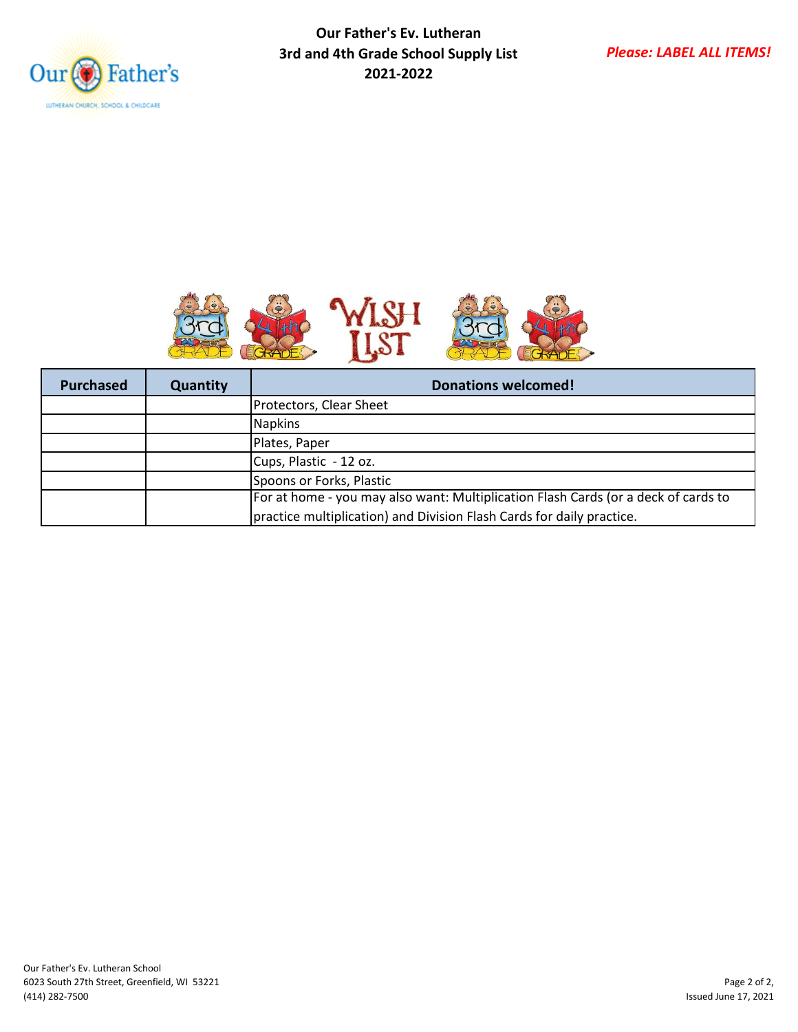**Our Father's Ev. Lutheran**
**3rd and 4th Grade School Supply List**
**2021-2022**

***Please: LABEL ALL ITEMS!***

WISH LIST

| Purchased | Quantity | Donations welcomed! |
|---|---|---|
| | | Protectors, Clear Sheet |
| | | Napkins |
| | | Plates, Paper |
| | | Cups, Plastic - 12 oz. |
| | | Spoons or Forks, Plastic |
| | | For at home - you may also want: Multiplication Flash Cards (or a deck of cards to practice multiplication) and Division Flash Cards for daily practice. |

Our Father's Ev. Lutheran School
6023 South 27th Street, Greenfield, WI 53221
(414) 282-7500

Issued June 17, 2021